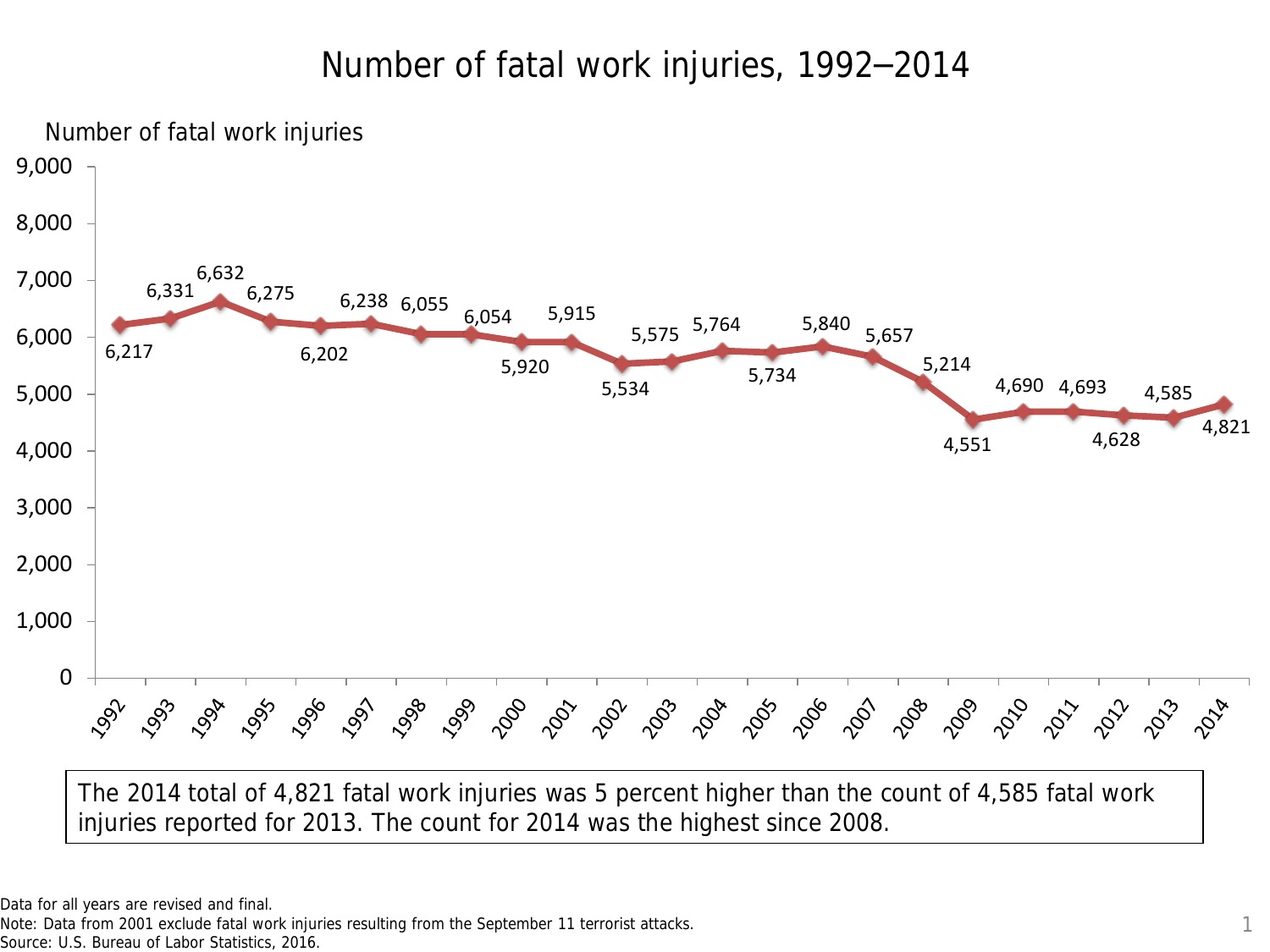# Number of fatal work injuries, 1992–2014

Number of fatal work injuries

| Year | Number of fatal work injuries |
|---|---|
| 1992 | 6,217 |
| 1993 | 6,331 |
| 1994 | 6,632 |
| 1995 | 6,275 |
| 1996 | 6,202 |
| 1997 | 6,238 |
| 1998 | 6,055 |
| 1999 | 6,054 |
| 2000 | 5,920 |
| 2001 | 5,915 |
| 2002 | 5,534 |
| 2003 | 5,575 |
| 2004 | 5,764 |
| 2005 | 5,734 |
| 2006 | 5,840 |
| 2007 | 5,657 |
| 2008 | 5,214 |
| 2009 | 4,551 |
| 2010 | 4,690 |
| 2011 | 4,693 |
| 2012 | 4,628 |
| 2013 | 4,585 |
| 2014 | 4,821 |

The 2014 total of 4,821 fatal work injuries was 5 percent higher than the count of 4,585 fatal work injuries reported for 2013. The count for 2014 was the highest since 2008.

Data for all years are revised and final.
Note: Data from 2001 exclude fatal work injuries resulting from the September 11 terrorist attacks.
Source: U.S. Bureau of Labor Statistics, 2016.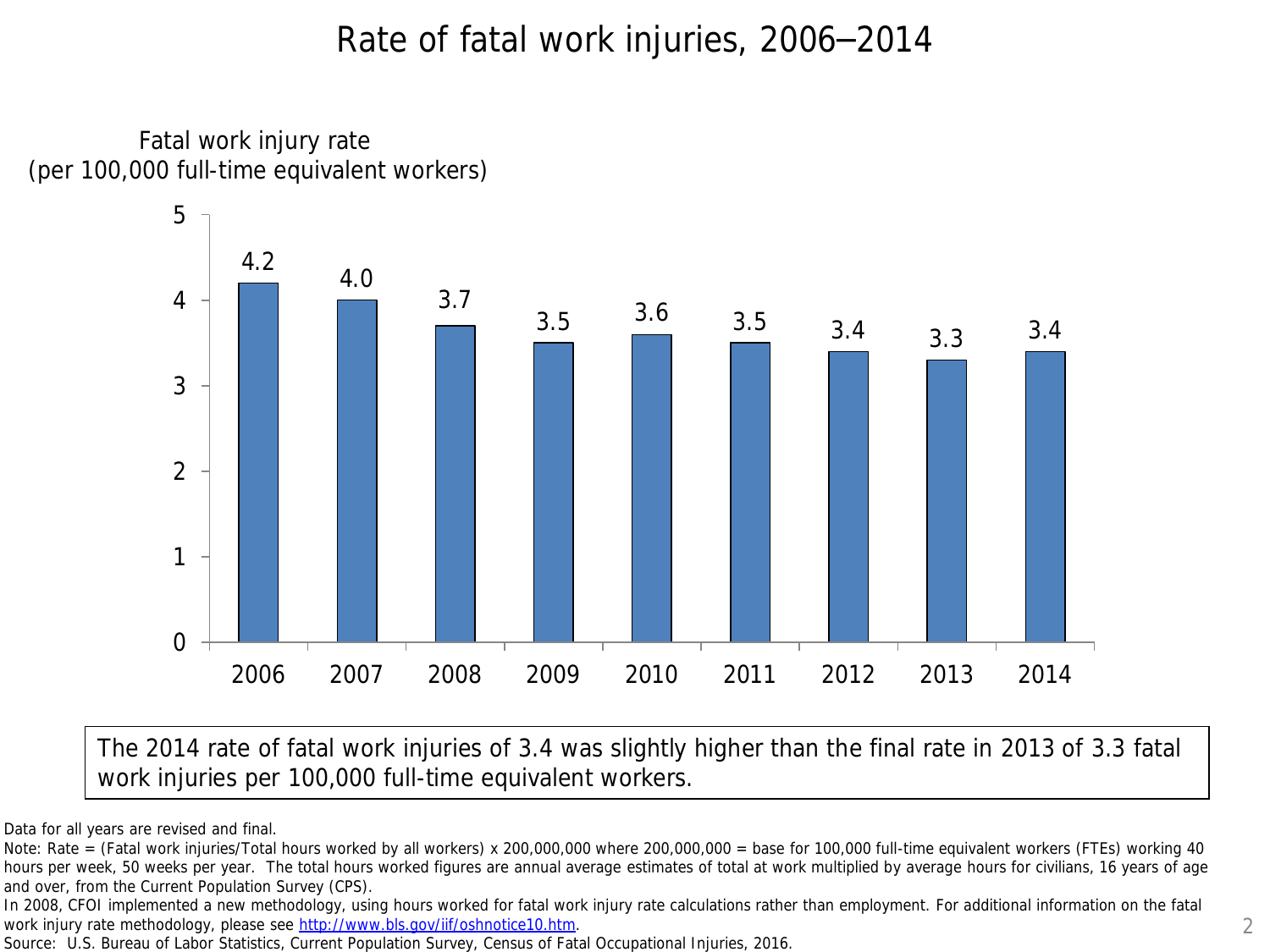# Rate of fatal work injuries, 2006‒2014

Fatal work injury rate
(per 100,000 full-time equivalent workers)

| Year | Rate |
|---|---|
| 2006 | 4.2 |
| 2007 | 4.0 |
| 2008 | 3.7 |
| 2009 | 3.5 |
| 2010 | 3.6 |
| 2011 | 3.5 |
| 2012 | 3.4 |
| 2013 | 3.3 |
| 2014 | 3.4 |

The 2014 rate of fatal work injuries of 3.4 was slightly higher than the final rate in 2013 of 3.3 fatal work injuries per 100,000 full-time equivalent workers.

Data for all years are revised and final.

Note: Rate = (Fatal work injuries/Total hours worked by all workers) x 200,000,000 where 200,000,000 = base for 100,000 full-time equivalent workers (FTEs) working 40 hours per week, 50 weeks per year. The total hours worked figures are annual average estimates of total at work multiplied by average hours for civilians, 16 years of age and over, from the Current Population Survey (CPS).

In 2008, CFOI implemented a new methodology, using hours worked for fatal work injury rate calculations rather than employment. For additional information on the fatal work injury rate methodology, please see http://www.bls.gov/iif/oshnotice10.htm.

Source: U.S. Bureau of Labor Statistics, Current Population Survey, Census of Fatal Occupational Injuries, 2016.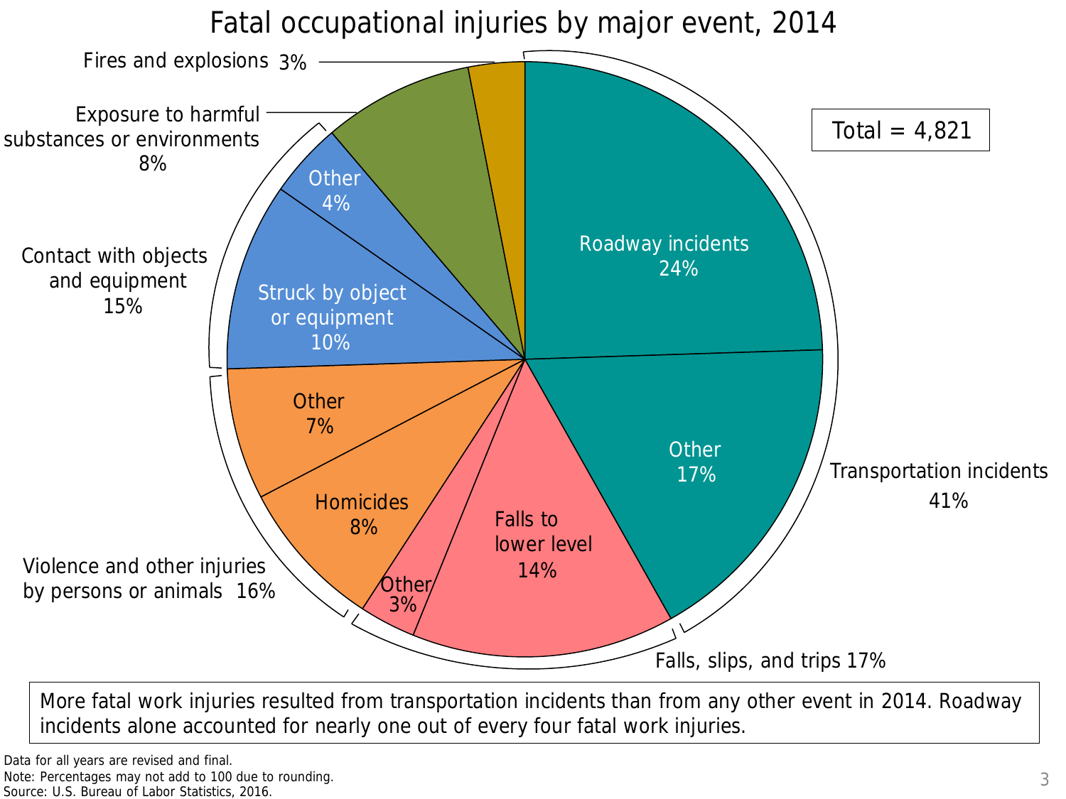# Fatal occupational injuries by major event, 2014

Total = 4,821

| Major event | Subcategory | Percent |
| --- | --- | --- |
| Transportation incidents 41% | Roadway incidents | 24% |
| | Other | 17% |
| Falls, slips, and trips 17% | Falls to lower level | 14% |
| | Other | 3% |
| Violence and other injuries by persons or animals 16% | Homicides | 8% |
| | Other | 7% |
| Contact with objects and equipment 15% | Struck by object or equipment | 10% |
| | Other | 4% |
| Exposure to harmful substances or environments 8% | | |
| Fires and explosions 3% | | |

More fatal work injuries resulted from transportation incidents than from any other event in 2014. Roadway incidents alone accounted for nearly one out of every four fatal work injuries.

Data for all years are revised and final.
Note: Percentages may not add to 100 due to rounding.
Source: U.S. Bureau of Labor Statistics, 2016.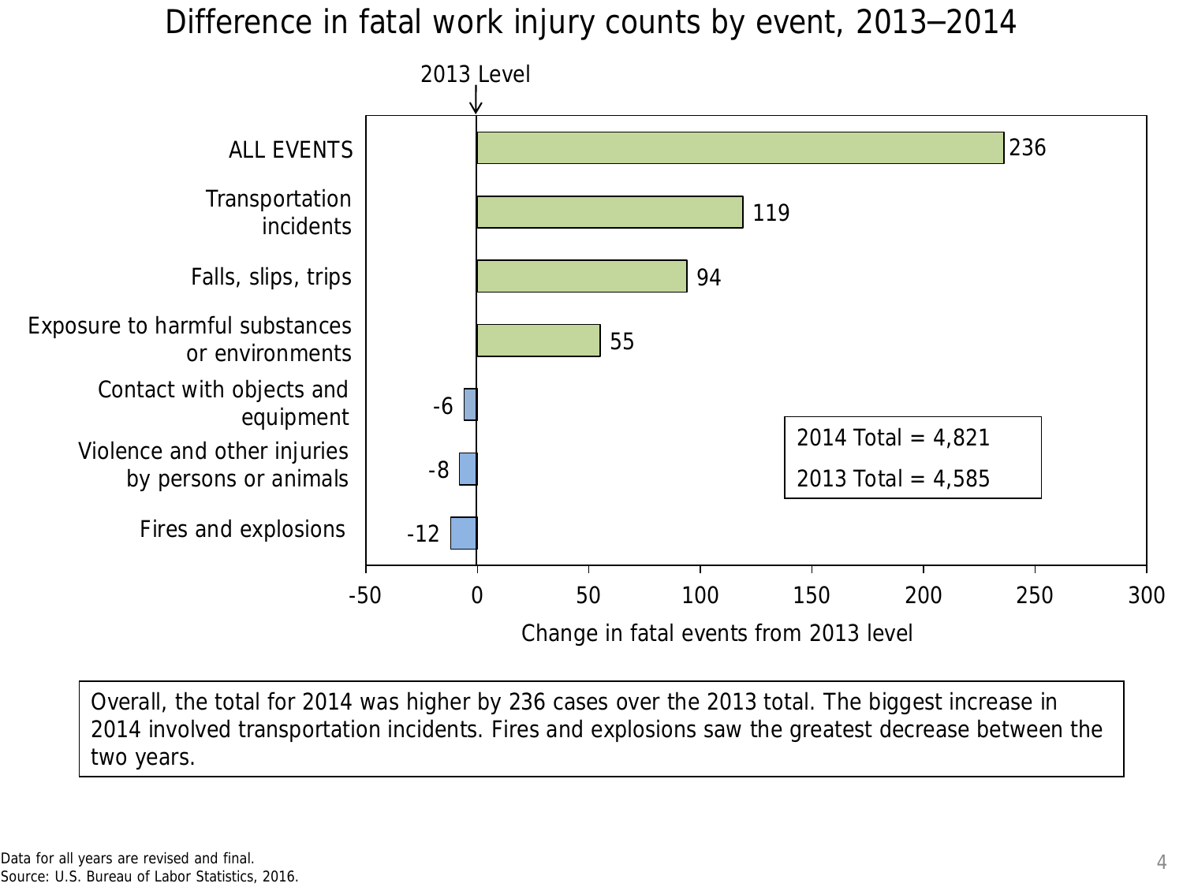# Difference in fatal work injury counts by event, 2013–2014

| Event | Change in fatal events from 2013 level |
|---|---|
| ALL EVENTS | 236 |
| Transportation incidents | 119 |
| Falls, slips, trips | 94 |
| Exposure to harmful substances or environments | 55 |
| Contact with objects and equipment | -6 |
| Violence and other injuries by persons or animals | -8 |
| Fires and explosions | -12 |

2014 Total = 4,821

2013 Total = 4,585

Overall, the total for 2014 was higher by 236 cases over the 2013 total. The biggest increase in 2014 involved transportation incidents. Fires and explosions saw the greatest decrease between the two years.

Data for all years are revised and final.
Source: U.S. Bureau of Labor Statistics, 2016.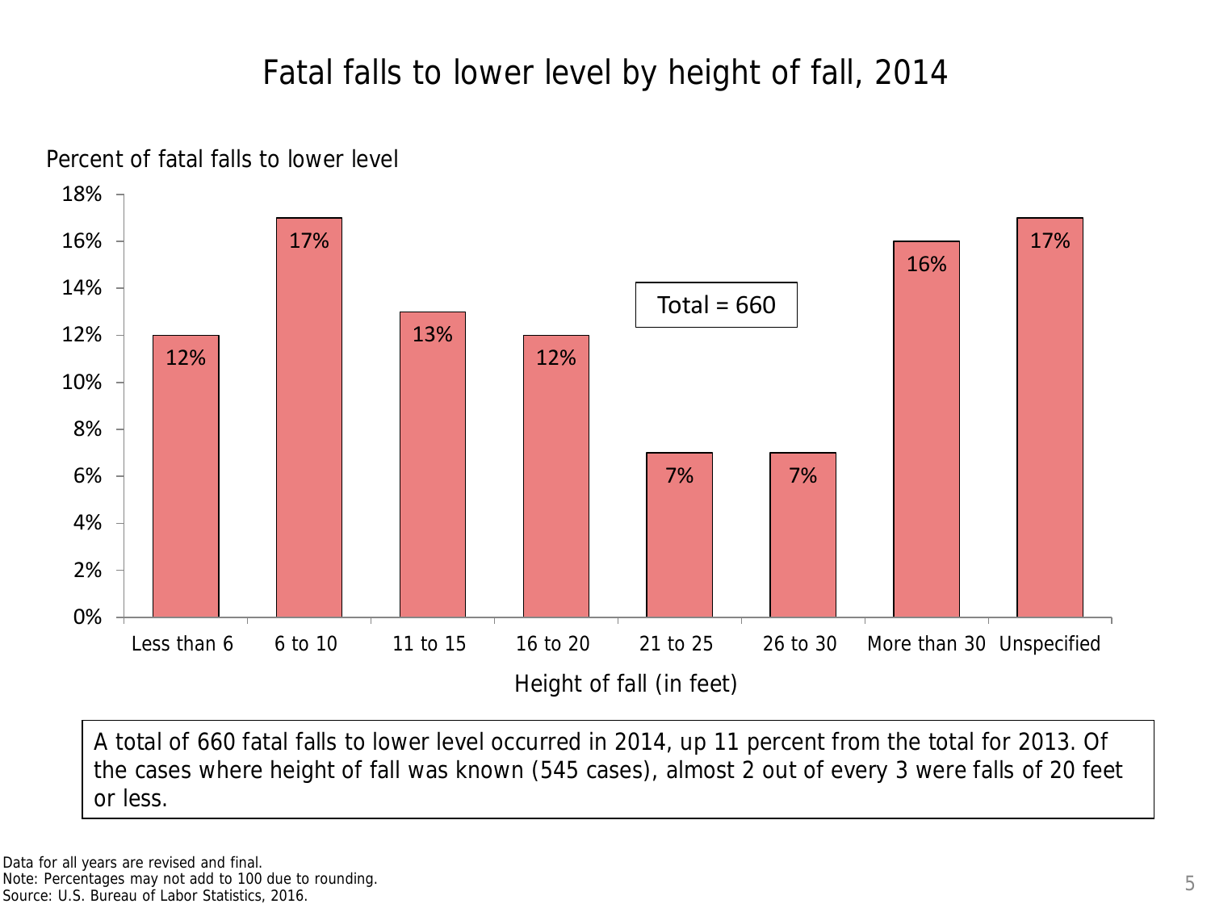# Fatal falls to lower level by height of fall, 2014

Percent of fatal falls to lower level

| Height of fall (in feet) | Percent |
|---|---|
| Less than 6 | 12% |
| 6 to 10 | 17% |
| 11 to 15 | 13% |
| 16 to 20 | 12% |
| 21 to 25 | 7% |
| 26 to 30 | 7% |
| More than 30 | 16% |
| Unspecified | 17% |

Total = 660

A total of 660 fatal falls to lower level occurred in 2014, up 11 percent from the total for 2013. Of the cases where height of fall was known (545 cases), almost 2 out of every 3 were falls of 20 feet or less.

Data for all years are revised and final.
Note: Percentages may not add to 100 due to rounding.
Source: U.S. Bureau of Labor Statistics, 2016.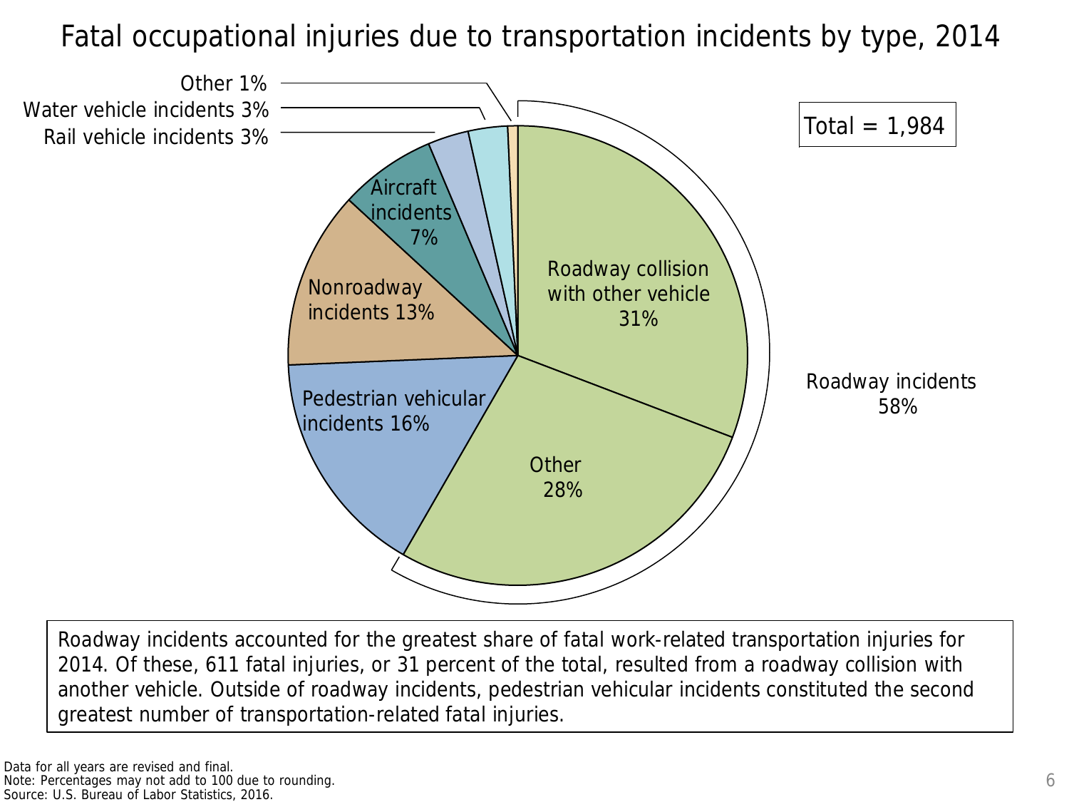# Fatal occupational injuries due to transportation incidents by type, 2014

Total = 1,984

| Type | Percent |
| --- | --- |
| Roadway collision with other vehicle | 31% |
| Other (Roadway) | 28% |
| Pedestrian vehicular incidents | 16% |
| Nonroadway incidents | 13% |
| Aircraft incidents | 7% |
| Rail vehicle incidents | 3% |
| Water vehicle incidents | 3% |
| Other | 1% |

Roadway incidents 58%

Roadway incidents accounted for the greatest share of fatal work-related transportation injuries for 2014. Of these, 611 fatal injuries, or 31 percent of the total, resulted from a roadway collision with another vehicle. Outside of roadway incidents, pedestrian vehicular incidents constituted the second greatest number of transportation-related fatal injuries.

Data for all years are revised and final.
Note: Percentages may not add to 100 due to rounding.
Source: U.S. Bureau of Labor Statistics, 2016.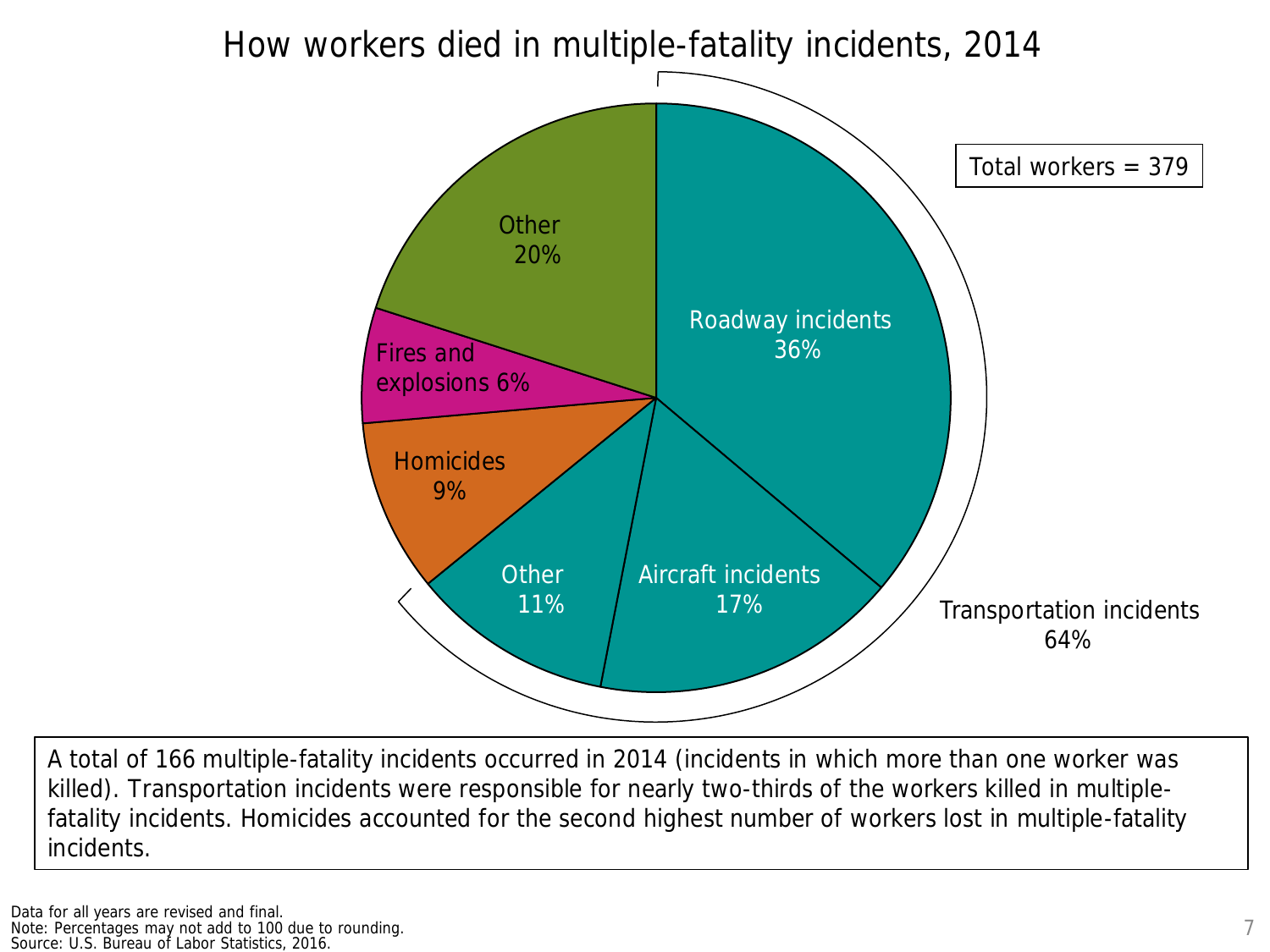# How workers died in multiple-fatality incidents, 2014

Total workers = 379

| Event | Percent |
|---|---|
| Transportation incidents | 64% |
| Roadway incidents | 36% |
| Aircraft incidents | 17% |
| Other (transportation) | 11% |
| Homicides | 9% |
| Fires and explosions | 6% |
| Other | 20% |

A total of 166 multiple-fatality incidents occurred in 2014 (incidents in which more than one worker was killed). Transportation incidents were responsible for nearly two-thirds of the workers killed in multiple-fatality incidents. Homicides accounted for the second highest number of workers lost in multiple-fatality incidents.

Data for all years are revised and final.
Note: Percentages may not add to 100 due to rounding.
Source: U.S. Bureau of Labor Statistics, 2016.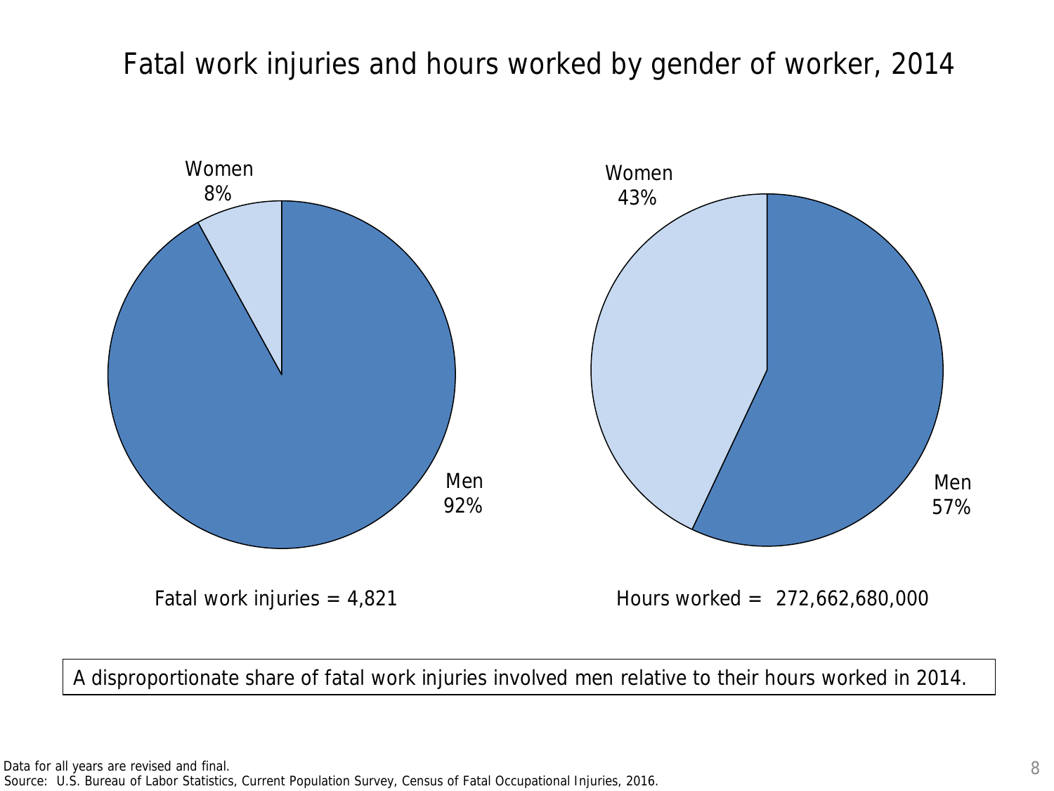# Fatal work injuries and hours worked by gender of worker, 2014

Women 8%

Men 92%

Fatal work injuries = 4,821

Women 43%

Men 57%

Hours worked = 272,662,680,000

A disproportionate share of fatal work injuries involved men relative to their hours worked in 2014.

Data for all years are revised and final.
Source: U.S. Bureau of Labor Statistics, Current Population Survey, Census of Fatal Occupational Injuries, 2016.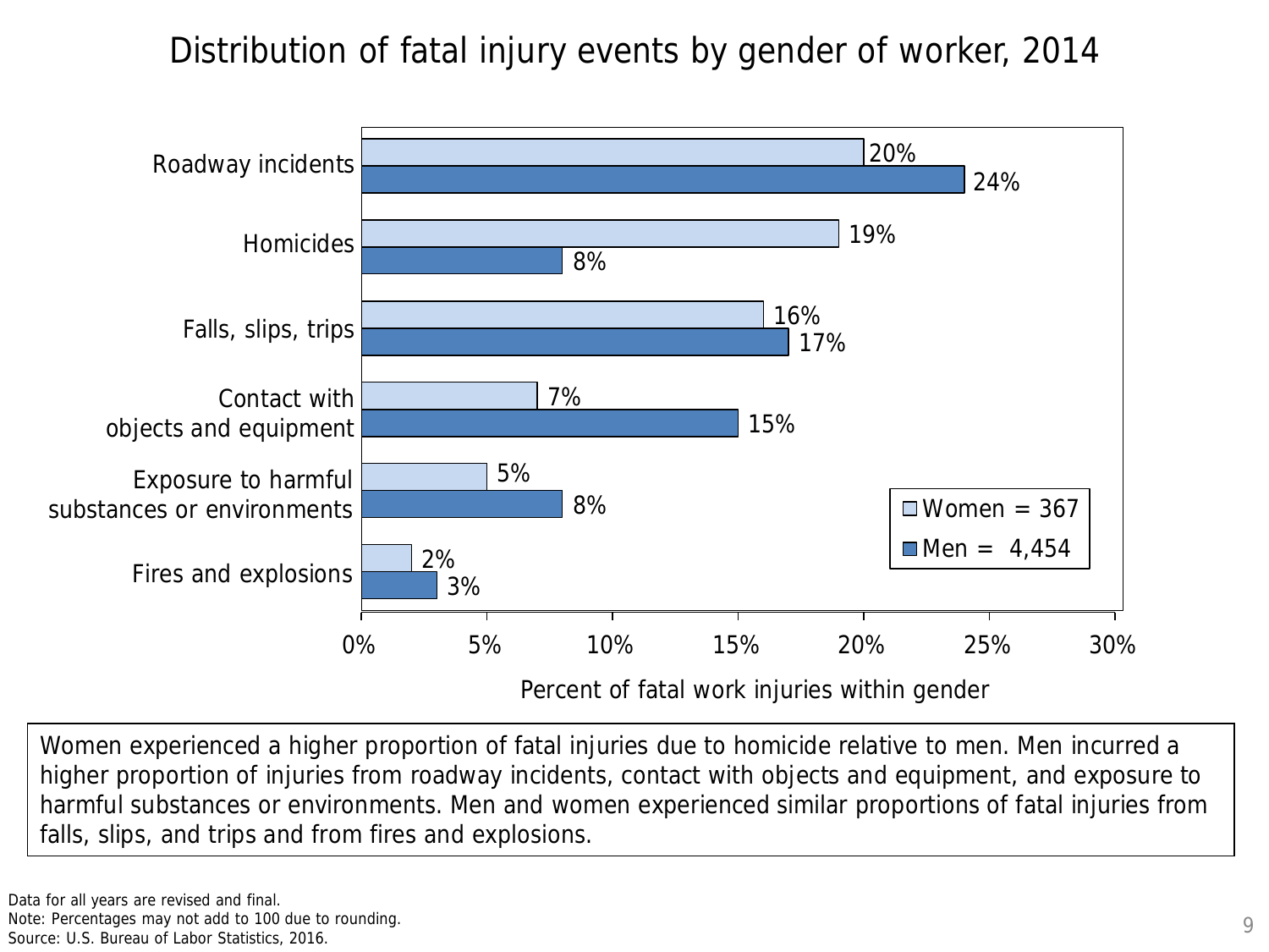# Distribution of fatal injury events by gender of worker, 2014

| Event | Women = 367 | Men = 4,454 |
| --- | --- | --- |
| Roadway incidents | 20% | 24% |
| Homicides | 19% | 8% |
| Falls, slips, trips | 16% | 17% |
| Contact with objects and equipment | 7% | 15% |
| Exposure to harmful substances or environments | 5% | 8% |
| Fires and explosions | 2% | 3% |

Percent of fatal work injuries within gender

Women experienced a higher proportion of fatal injuries due to homicide relative to men. Men incurred a higher proportion of injuries from roadway incidents, contact with objects and equipment, and exposure to harmful substances or environments. Men and women experienced similar proportions of fatal injuries from falls, slips, and trips and from fires and explosions.

Data for all years are revised and final.
Note: Percentages may not add to 100 due to rounding.
Source: U.S. Bureau of Labor Statistics, 2016.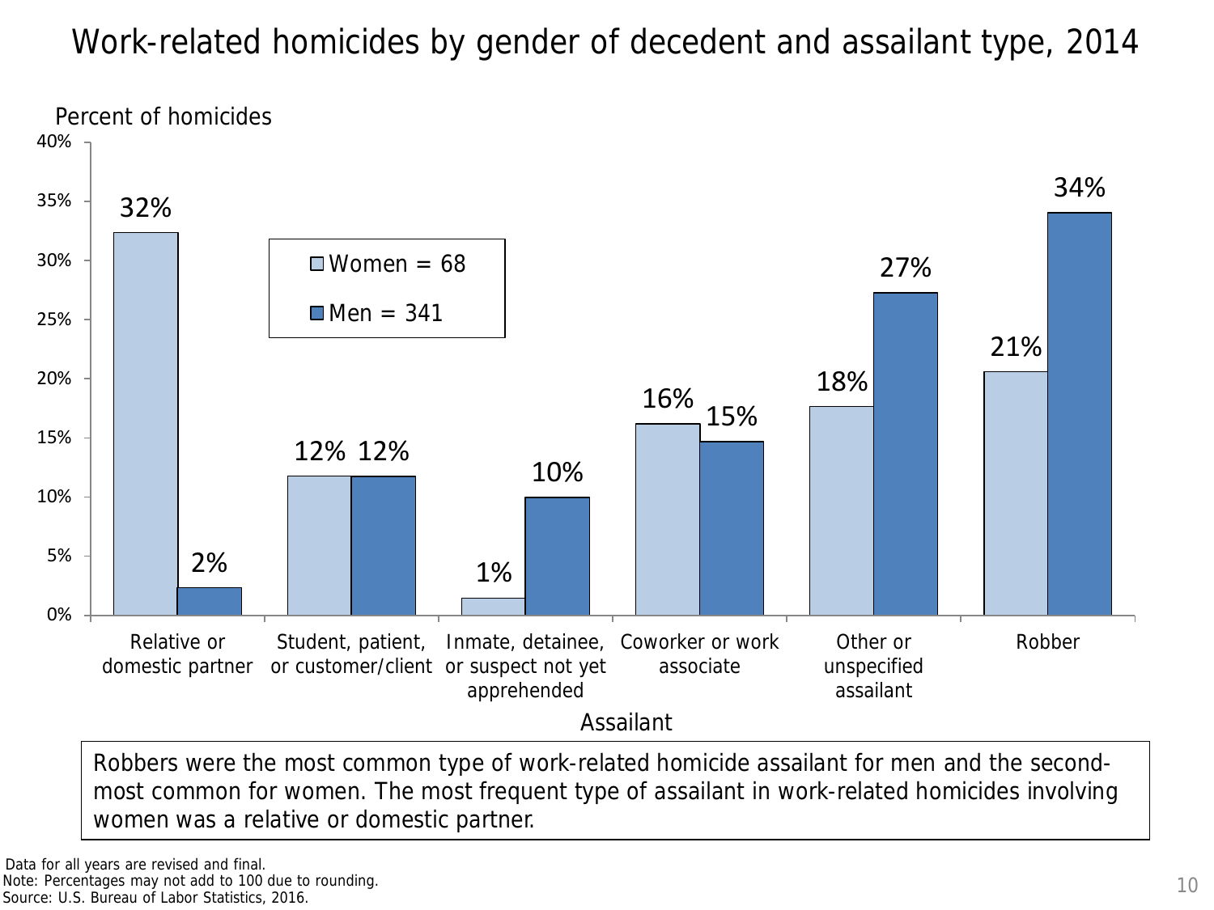# Work-related homicides by gender of decedent and assailant type, 2014

Percent of homicides

| Assailant | Women = 68 | Men = 341 |
|---|---|---|
| Relative or domestic partner | 32% | 2% |
| Student, patient, or customer/client | 12% | 12% |
| Inmate, detainee, or suspect not yet apprehended | 1% | 10% |
| Coworker or work associate | 16% | 15% |
| Other or unspecified assailant | 18% | 27% |
| Robber | 21% | 34% |

Robbers were the most common type of work-related homicide assailant for men and the second-most common for women. The most frequent type of assailant in work-related homicides involving women was a relative or domestic partner.

Data for all years are revised and final.
Note: Percentages may not add to 100 due to rounding.
Source: U.S. Bureau of Labor Statistics, 2016.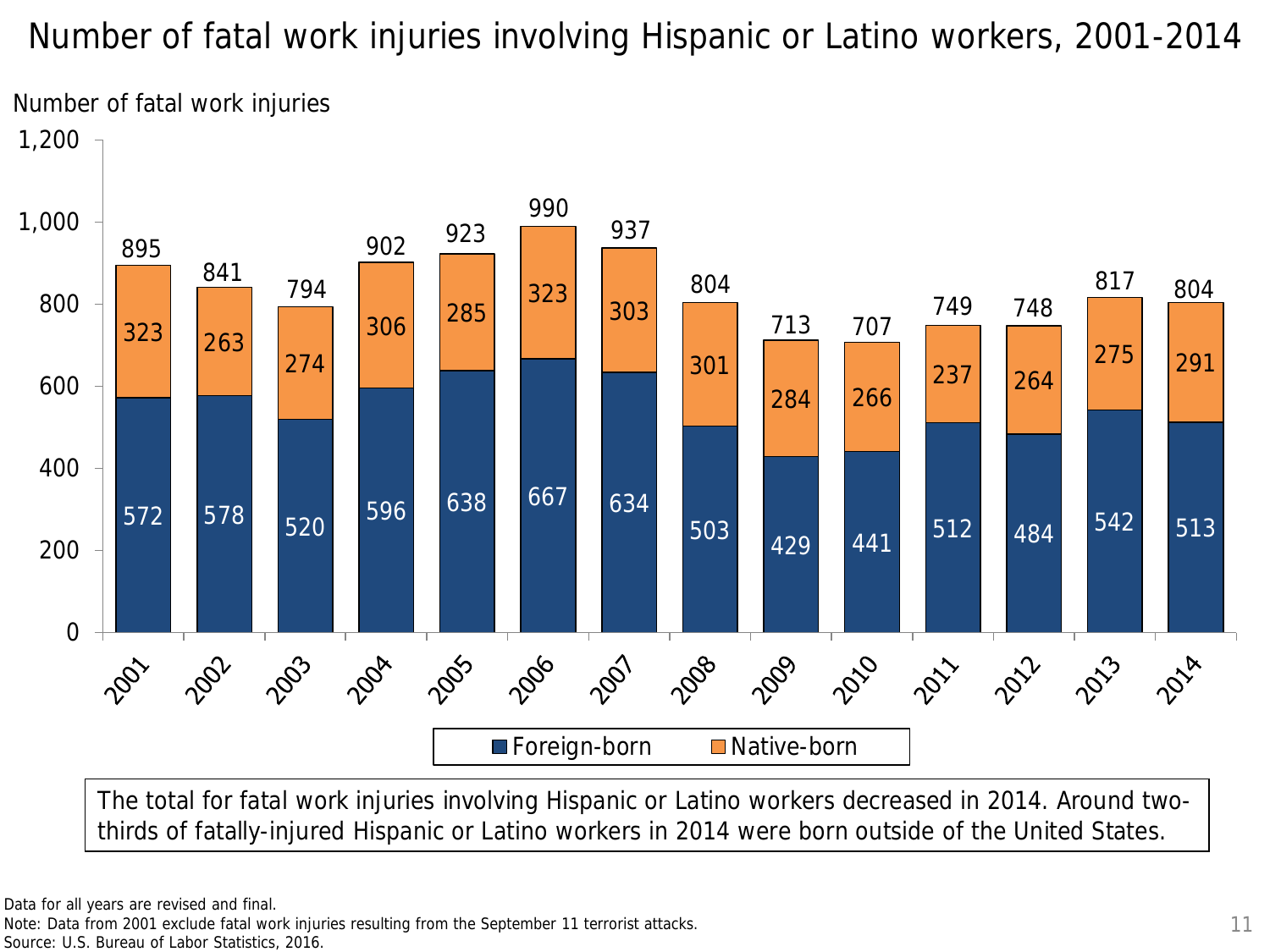# Number of fatal work injuries involving Hispanic or Latino workers, 2001-2014

Number of fatal work injuries

| Year | Foreign-born | Native-born | Total |
|---|---|---|---|
| 2001 | 572 | 323 | 895 |
| 2002 | 578 | 263 | 841 |
| 2003 | 520 | 274 | 794 |
| 2004 | 596 | 306 | 902 |
| 2005 | 638 | 285 | 923 |
| 2006 | 667 | 323 | 990 |
| 2007 | 634 | 303 | 937 |
| 2008 | 503 | 301 | 804 |
| 2009 | 429 | 284 | 713 |
| 2010 | 441 | 266 | 707 |
| 2011 | 512 | 237 | 749 |
| 2012 | 484 | 264 | 748 |
| 2013 | 542 | 275 | 817 |
| 2014 | 513 | 291 | 804 |

The total for fatal work injuries involving Hispanic or Latino workers decreased in 2014. Around two-thirds of fatally-injured Hispanic or Latino workers in 2014 were born outside of the United States.

Data for all years are revised and final.
Note: Data from 2001 exclude fatal work injuries resulting from the September 11 terrorist attacks.
Source: U.S. Bureau of Labor Statistics, 2016.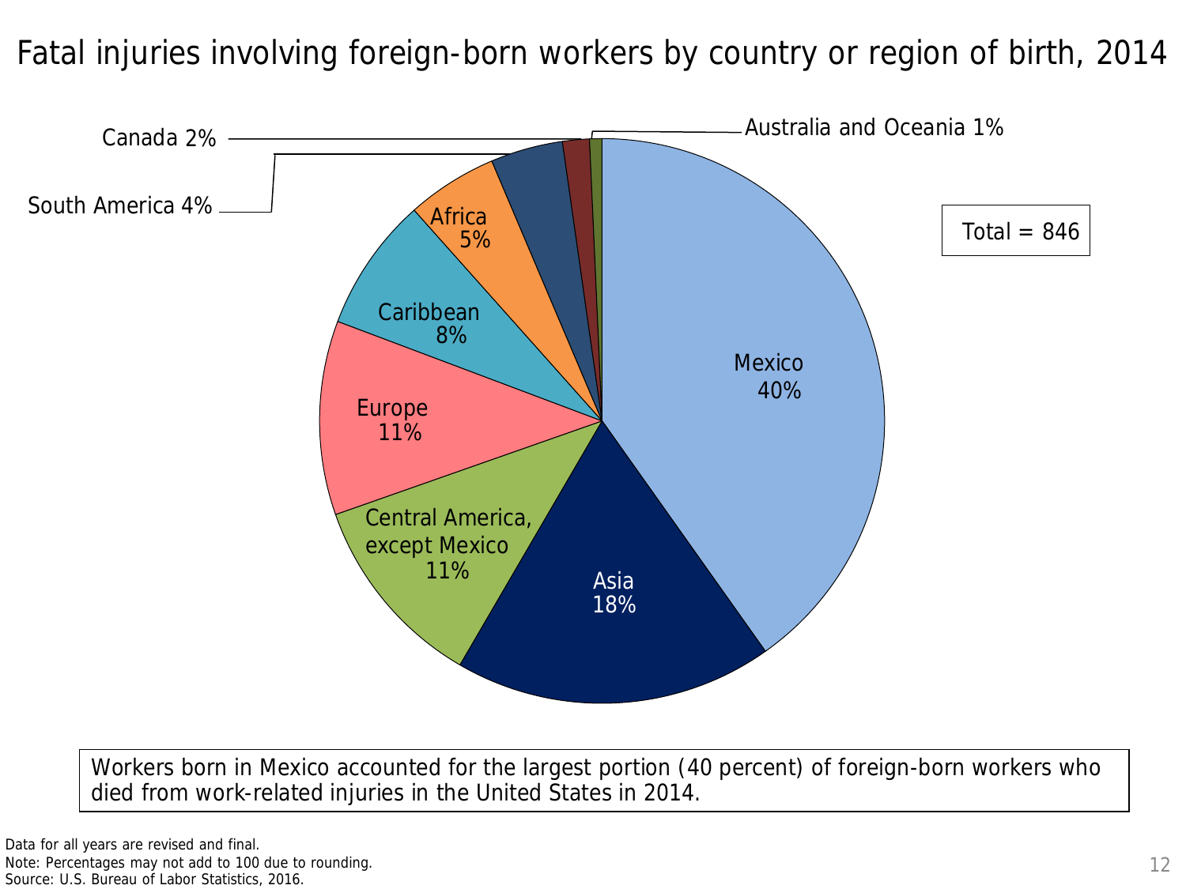# Fatal injuries involving foreign-born workers by country or region of birth, 2014

Total = 846

| Country or region of birth | Percent |
|---|---|
| Mexico | 40% |
| Asia | 18% |
| Central America, except Mexico | 11% |
| Europe | 11% |
| Caribbean | 8% |
| Africa | 5% |
| South America | 4% |
| Canada | 2% |
| Australia and Oceania | 1% |

Workers born in Mexico accounted for the largest portion (40 percent) of foreign-born workers who died from work-related injuries in the United States in 2014.

Data for all years are revised and final.
Note: Percentages may not add to 100 due to rounding.
Source: U.S. Bureau of Labor Statistics, 2016.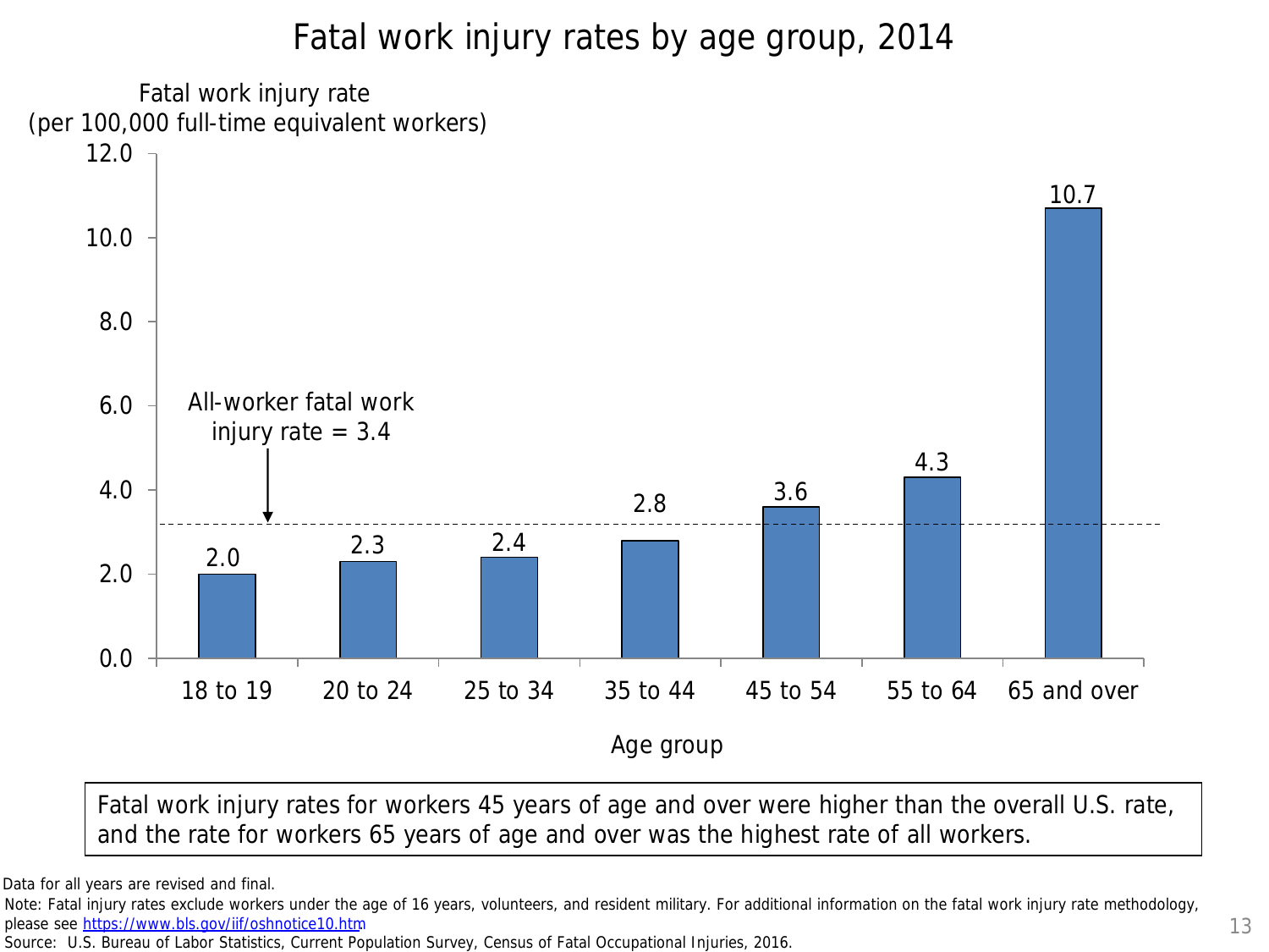# Fatal work injury rates by age group, 2014

Fatal work injury rate (per 100,000 full-time equivalent workers)

| Age group | Fatal work injury rate |
|---|---|
| 18 to 19 | 2.0 |
| 20 to 24 | 2.3 |
| 25 to 34 | 2.4 |
| 35 to 44 | 2.8 |
| 45 to 54 | 3.6 |
| 55 to 64 | 4.3 |
| 65 and over | 10.7 |

All-worker fatal work injury rate = 3.4

Fatal work injury rates for workers 45 years of age and over were higher than the overall U.S. rate, and the rate for workers 65 years of age and over was the highest rate of all workers.

Data for all years are revised and final.

Note: Fatal injury rates exclude workers under the age of 16 years, volunteers, and resident military. For additional information on the fatal work injury rate methodology, please see https://www.bls.gov/iif/oshnotice10.htm

Source: U.S. Bureau of Labor Statistics, Current Population Survey, Census of Fatal Occupational Injuries, 2016.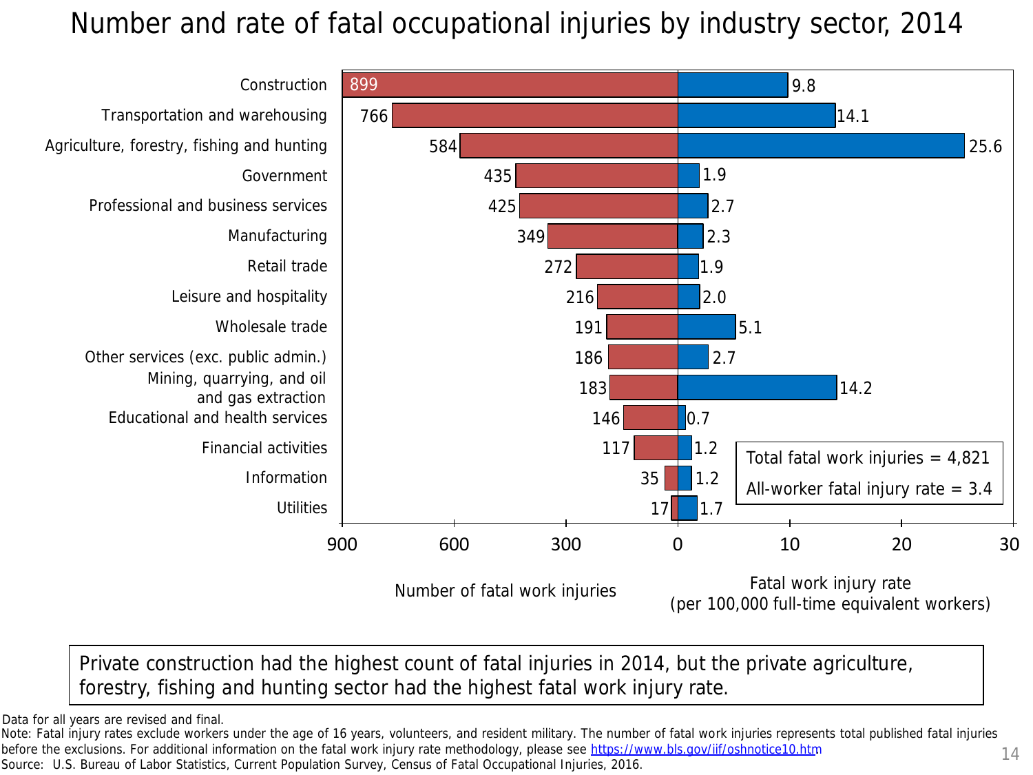# Number and rate of fatal occupational injuries by industry sector, 2014

| Industry sector | Number of fatal work injuries | Fatal work injury rate (per 100,000 full-time equivalent workers) |
| --- | --- | --- |
| Construction | 899 | 9.8 |
| Transportation and warehousing | 766 | 14.1 |
| Agriculture, forestry, fishing and hunting | 584 | 25.6 |
| Government | 435 | 1.9 |
| Professional and business services | 425 | 2.7 |
| Manufacturing | 349 | 2.3 |
| Retail trade | 272 | 1.9 |
| Leisure and hospitality | 216 | 2.0 |
| Wholesale trade | 191 | 5.1 |
| Other services (exc. public admin.) | 186 | 2.7 |
| Mining, quarrying, and oil and gas extraction | 183 | 14.2 |
| Educational and health services | 146 | 0.7 |
| Financial activities | 117 | 1.2 |
| Information | 35 | 1.2 |
| Utilities | 17 | 1.7 |

Total fatal work injuries = 4,821

All-worker fatal injury rate = 3.4

Private construction had the highest count of fatal injuries in 2014, but the private agriculture, forestry, fishing and hunting sector had the highest fatal work injury rate.

Data for all years are revised and final.

Note: Fatal injury rates exclude workers under the age of 16 years, volunteers, and resident military. The number of fatal work injuries represents total published fatal injuries before the exclusions. For additional information on the fatal work injury rate methodology, please see https://www.bls.gov/iif/oshnotice10.htm

Source: U.S. Bureau of Labor Statistics, Current Population Survey, Census of Fatal Occupational Injuries, 2016.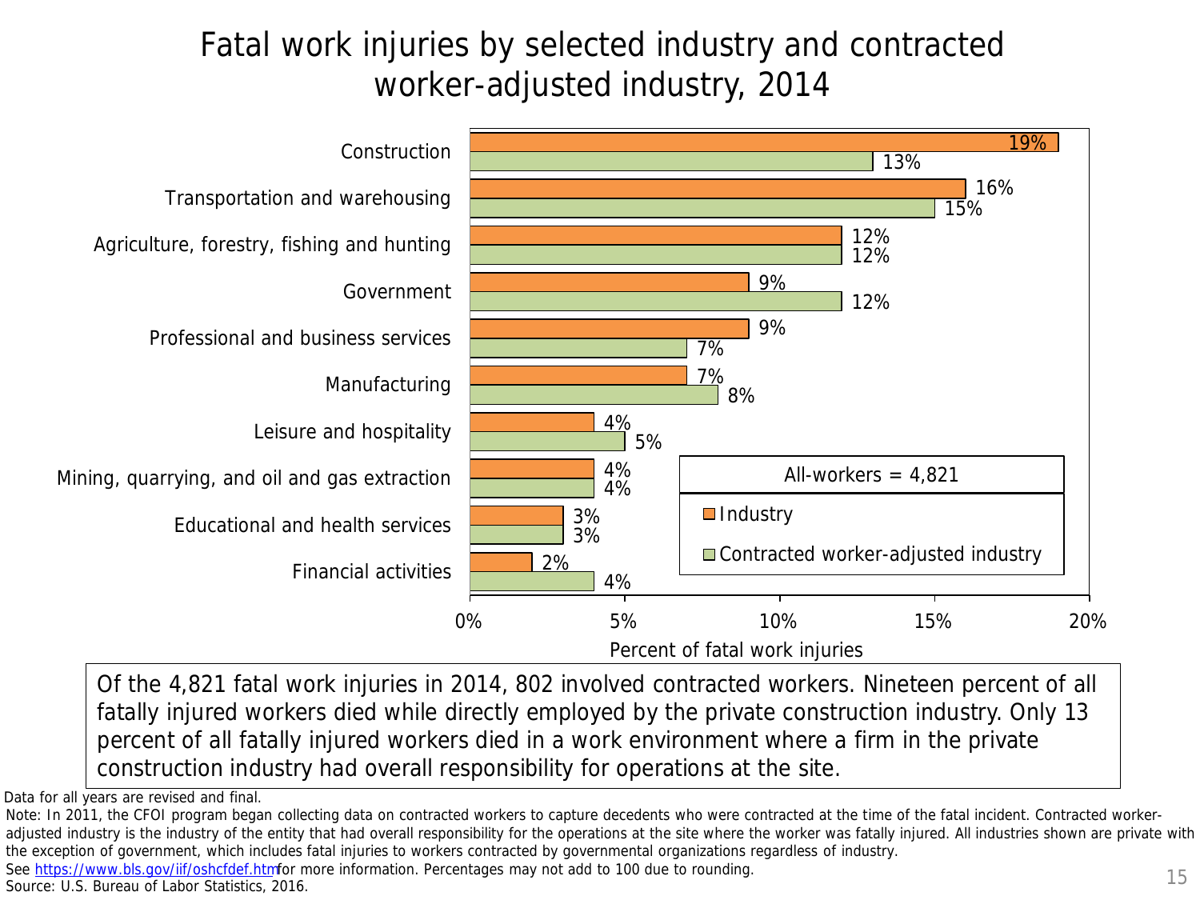# Fatal work injuries by selected industry and contracted worker-adjusted industry, 2014

| Industry | Industry | Contracted worker-adjusted industry |
| --- | --- | --- |
| Construction | 19% | 13% |
| Transportation and warehousing | 16% | 15% |
| Agriculture, forestry, fishing and hunting | 12% | 12% |
| Government | 9% | 12% |
| Professional and business services | 9% | 7% |
| Manufacturing | 7% | 8% |
| Leisure and hospitality | 4% | 5% |
| Mining, quarrying, and oil and gas extraction | 4% | 4% |
| Educational and health services | 3% | 3% |
| Financial activities | 2% | 4% |

All-workers = 4,821

Percent of fatal work injuries

Of the 4,821 fatal work injuries in 2014, 802 involved contracted workers. Nineteen percent of all fatally injured workers died while directly employed by the private construction industry. Only 13 percent of all fatally injured workers died in a work environment where a firm in the private construction industry had overall responsibility for operations at the site.

Data for all years are revised and final.

Note: In 2011, the CFOI program began collecting data on contracted workers to capture decedents who were contracted at the time of the fatal incident. Contracted worker-adjusted industry is the industry of the entity that had overall responsibility for the operations at the site where the worker was fatally injured. All industries shown are private with the exception of government, which includes fatal injuries to workers contracted by governmental organizations regardless of industry.

See https://www.bls.gov/iif/oshcfdef.htm for more information. Percentages may not add to 100 due to rounding.

Source: U.S. Bureau of Labor Statistics, 2016.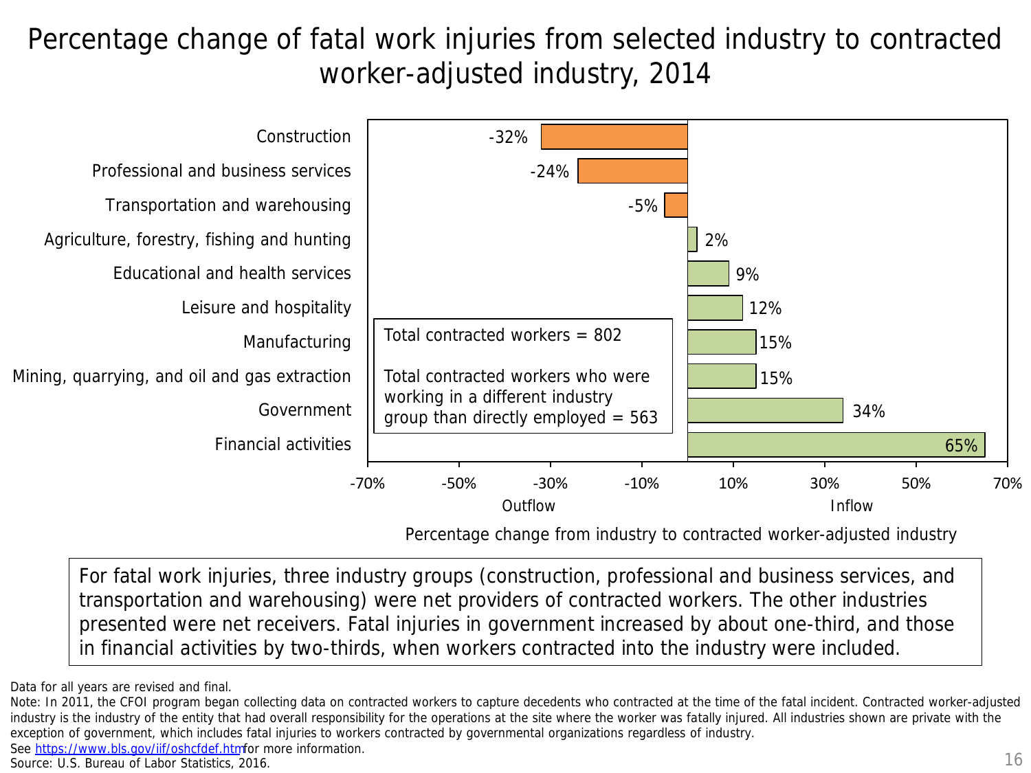# Percentage change of fatal work injuries from selected industry to contracted worker-adjusted industry, 2014

| Industry | Percentage change from industry to contracted worker-adjusted industry |
|---|---|
| Construction | -32% |
| Professional and business services | -24% |
| Transportation and warehousing | -5% |
| Agriculture, forestry, fishing and hunting | 2% |
| Educational and health services | 9% |
| Leisure and hospitality | 12% |
| Manufacturing | 15% |
| Mining, quarrying, and oil and gas extraction | 15% |
| Government | 34% |
| Financial activities | 65% |

Outflow / Inflow

Total contracted workers = 802

Total contracted workers who were working in a different industry group than directly employed = 563

For fatal work injuries, three industry groups (construction, professional and business services, and transportation and warehousing) were net providers of contracted workers. The other industries presented were net receivers. Fatal injuries in government increased by about one-third, and those in financial activities by two-thirds, when workers contracted into the industry were included.

Data for all years are revised and final.

Note: In 2011, the CFOI program began collecting data on contracted workers to capture decedents who contracted at the time of the fatal incident. Contracted worker-adjusted industry is the industry of the entity that had overall responsibility for the operations at the site where the worker was fatally injured. All industries shown are private with the exception of government, which includes fatal injuries to workers contracted by governmental organizations regardless of industry.

See https://www.bls.gov/iif/oshcfdef.htm for more information.

Source: U.S. Bureau of Labor Statistics, 2016.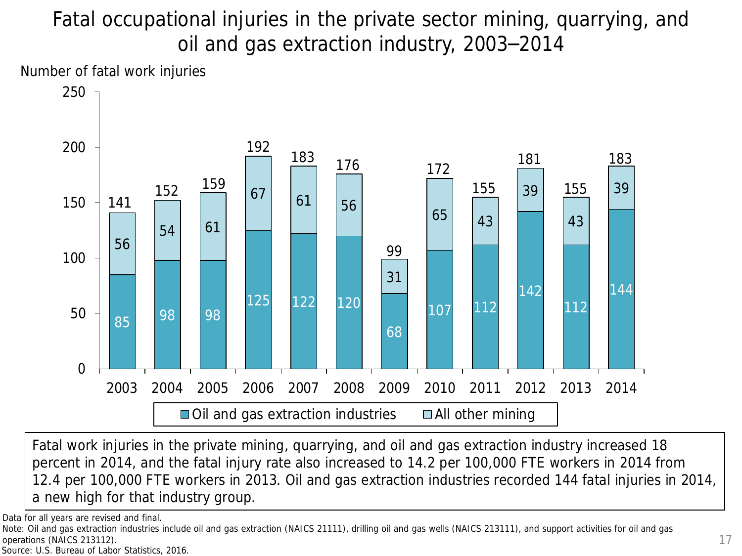# Fatal occupational injuries in the private sector mining, quarrying, and oil and gas extraction industry, 2003‒2014

Number of fatal work injuries

| Year | Oil and gas extraction industries | All other mining | Total |
|---|---|---|---|
| 2003 | 85 | 56 | 141 |
| 2004 | 98 | 54 | 152 |
| 2005 | 98 | 61 | 159 |
| 2006 | 125 | 67 | 192 |
| 2007 | 122 | 61 | 183 |
| 2008 | 120 | 56 | 176 |
| 2009 | 68 | 31 | 99 |
| 2010 | 107 | 65 | 172 |
| 2011 | 112 | 43 | 155 |
| 2012 | 142 | 39 | 181 |
| 2013 | 112 | 43 | 155 |
| 2014 | 144 | 39 | 183 |

Fatal work injuries in the private mining, quarrying, and oil and gas extraction industry increased 18 percent in 2014, and the fatal injury rate also increased to 14.2 per 100,000 FTE workers in 2014 from 12.4 per 100,000 FTE workers in 2013. Oil and gas extraction industries recorded 144 fatal injuries in 2014, a new high for that industry group.

Data for all years are revised and final.

Note: Oil and gas extraction industries include oil and gas extraction (NAICS 21111), drilling oil and gas wells (NAICS 213111), and support activities for oil and gas operations (NAICS 213112).

Source: U.S. Bureau of Labor Statistics, 2016.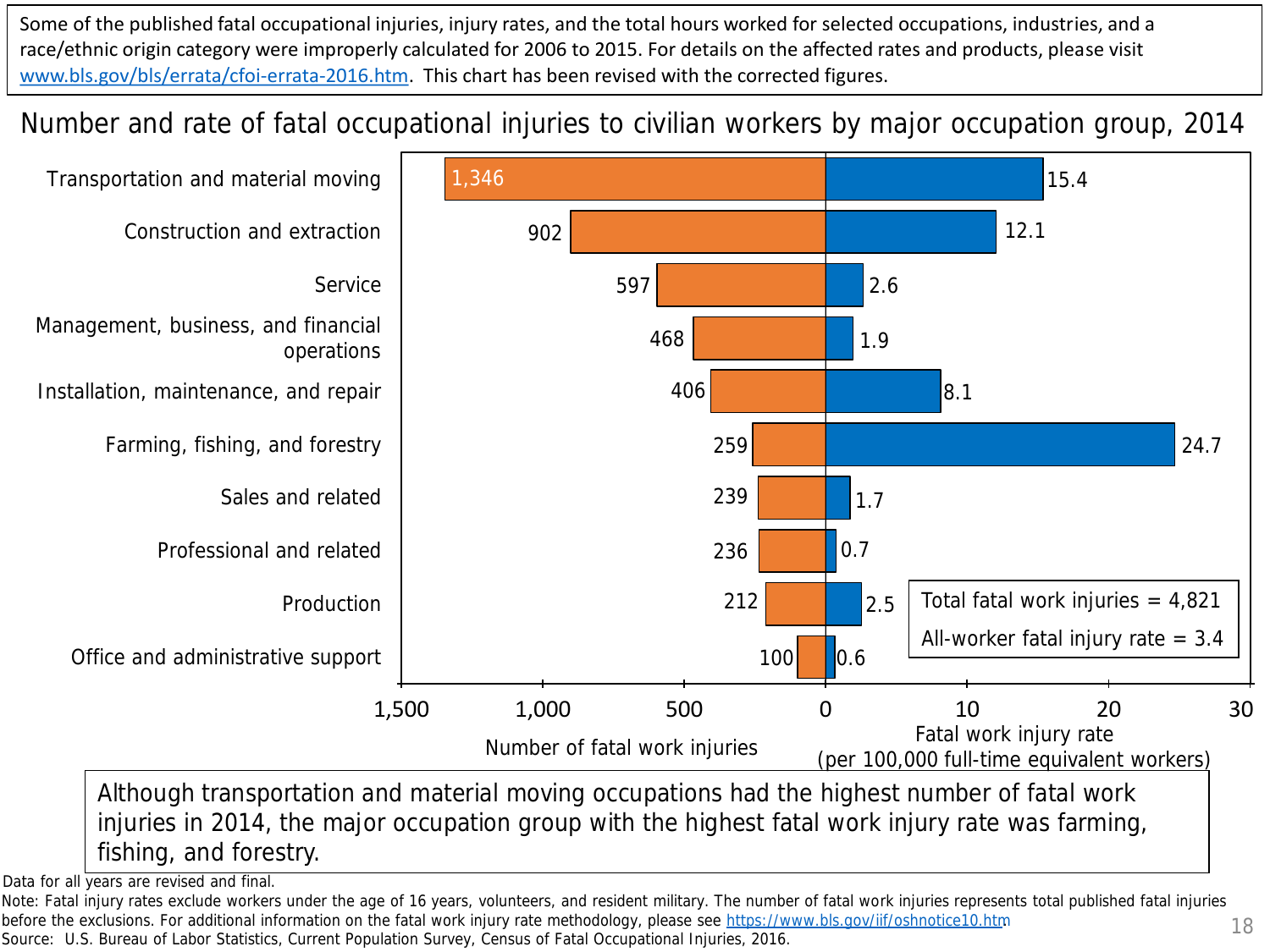Some of the published fatal occupational injuries, injury rates, and the total hours worked for selected occupations, industries, and a race/ethnic origin category were improperly calculated for 2006 to 2015. For details on the affected rates and products, please visit www.bls.gov/bls/errata/cfoi-errata-2016.htm. This chart has been revised with the corrected figures.

# Number and rate of fatal occupational injuries to civilian workers by major occupation group, 2014

| Occupation group | Number of fatal work injuries | Fatal work injury rate (per 100,000 full-time equivalent workers) |
| --- | --- | --- |
| Transportation and material moving | 1,346 | 15.4 |
| Construction and extraction | 902 | 12.1 |
| Service | 597 | 2.6 |
| Management, business, and financial operations | 468 | 1.9 |
| Installation, maintenance, and repair | 406 | 8.1 |
| Farming, fishing, and forestry | 259 | 24.7 |
| Sales and related | 239 | 1.7 |
| Professional and related | 236 | 0.7 |
| Production | 212 | 2.5 |
| Office and administrative support | 100 | 0.6 |

Total fatal work injuries = 4,821

All-worker fatal injury rate = 3.4

Although transportation and material moving occupations had the highest number of fatal work injuries in 2014, the major occupation group with the highest fatal work injury rate was farming, fishing, and forestry.

Data for all years are revised and final.

Note: Fatal injury rates exclude workers under the age of 16 years, volunteers, and resident military. The number of fatal work injuries represents total published fatal injuries before the exclusions. For additional information on the fatal work injury rate methodology, please see https://www.bls.gov/iif/oshnotice10.htm

Source: U.S. Bureau of Labor Statistics, Current Population Survey, Census of Fatal Occupational Injuries, 2016.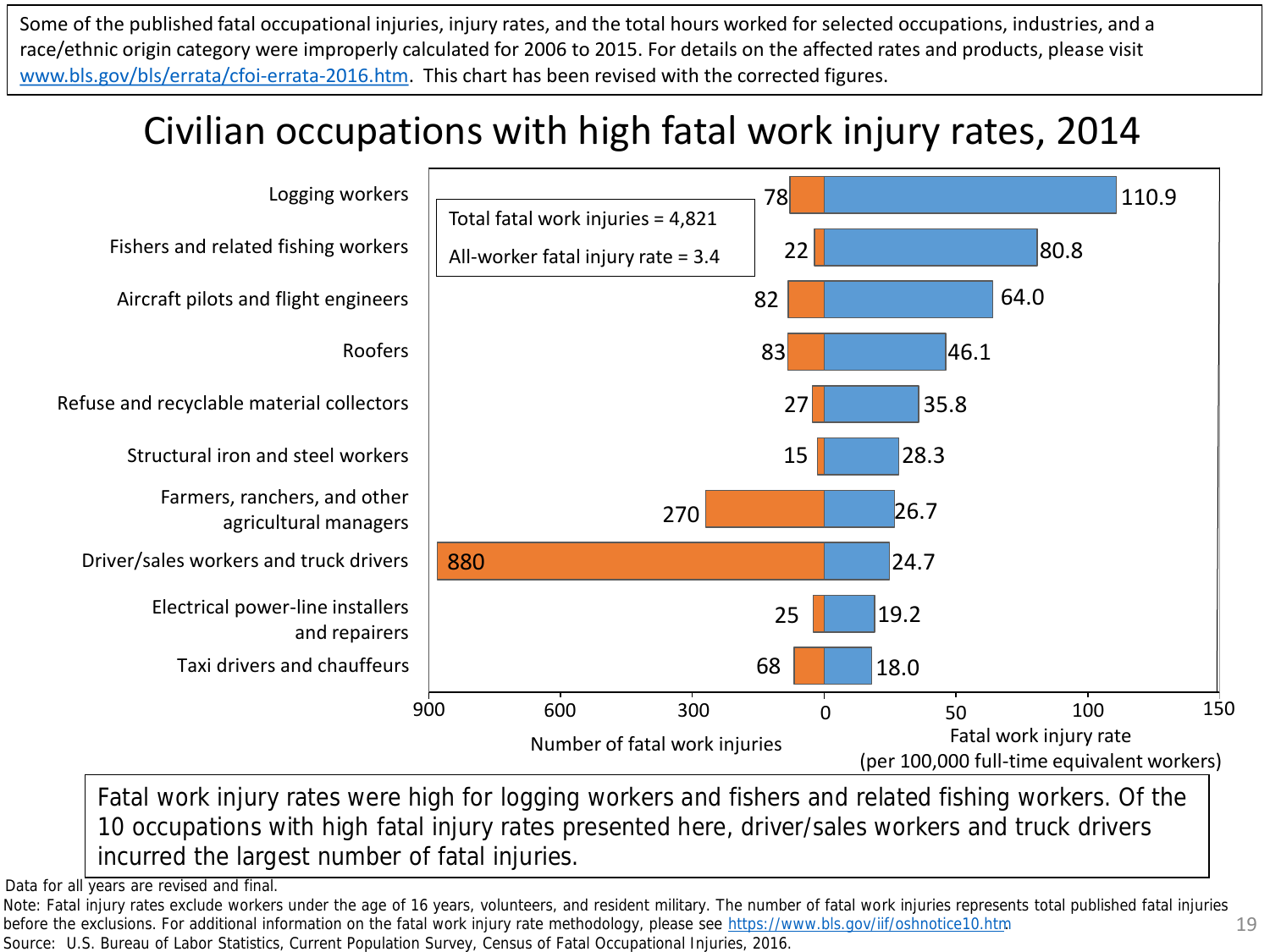Some of the published fatal occupational injuries, injury rates, and the total hours worked for selected occupations, industries, and a race/ethnic origin category were improperly calculated for 2006 to 2015. For details on the affected rates and products, please visit www.bls.gov/bls/errata/cfoi-errata-2016.htm. This chart has been revised with the corrected figures.

# Civilian occupations with high fatal work injury rates, 2014

Total fatal work injuries = 4,821

All-worker fatal injury rate = 3.4

| Occupation | Number of fatal work injuries | Fatal work injury rate (per 100,000 full-time equivalent workers) |
|---|---|---|
| Logging workers | 78 | 110.9 |
| Fishers and related fishing workers | 22 | 80.8 |
| Aircraft pilots and flight engineers | 82 | 64.0 |
| Roofers | 83 | 46.1 |
| Refuse and recyclable material collectors | 27 | 35.8 |
| Structural iron and steel workers | 15 | 28.3 |
| Farmers, ranchers, and other agricultural managers | 270 | 26.7 |
| Driver/sales workers and truck drivers | 880 | 24.7 |
| Electrical power-line installers and repairers | 25 | 19.2 |
| Taxi drivers and chauffeurs | 68 | 18.0 |

Fatal work injury rates were high for logging workers and fishers and related fishing workers. Of the 10 occupations with high fatal injury rates presented here, driver/sales workers and truck drivers incurred the largest number of fatal injuries.

Data for all years are revised and final.

Note: Fatal injury rates exclude workers under the age of 16 years, volunteers, and resident military. The number of fatal work injuries represents total published fatal injuries before the exclusions. For additional information on the fatal work injury rate methodology, please see https://www.bls.gov/iif/oshnotice10.htm

Source: U.S. Bureau of Labor Statistics, Current Population Survey, Census of Fatal Occupational Injuries, 2016.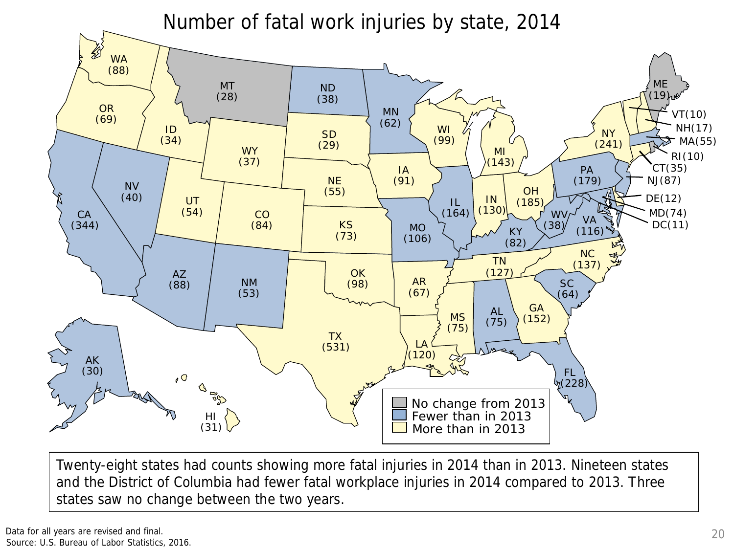# Number of fatal work injuries by state, 2014

WA (88)
OR (69)
ID (34)
MT (28)
WY (37)
ND (38)
SD (29)
NE (55)
MN (62)
WI (99)
MI (143)
IA (91)
IL (164)
IN (130)
OH (185)
PA (179)
NY (241)
ME (19)
VT (10)
NH (17)
MA (55)
RI (10)
CT (35)
NJ (87)
DE (12)
MD (74)
DC (11)
CA (344)
NV (40)
UT (54)
CO (84)
KS (73)
MO (106)
KY (82)
WV (38)
VA (116)
AZ (88)
NM (53)
OK (98)
AR (67)
TN (127)
NC (137)
SC (64)
TX (531)
LA (120)
MS (75)
AL (75)
GA (152)
FL (228)
AK (30)
HI (31)

No change from 2013
Fewer than in 2013
More than in 2013

Twenty-eight states had counts showing more fatal injuries in 2014 than in 2013. Nineteen states and the District of Columbia had fewer fatal workplace injuries in 2014 compared to 2013. Three states saw no change between the two years.

Data for all years are revised and final.
Source: U.S. Bureau of Labor Statistics, 2016.